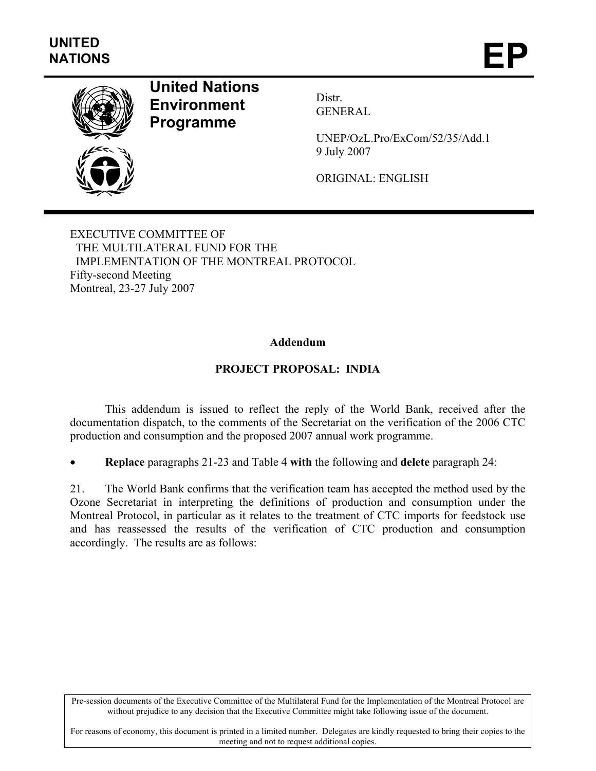UNITED NATIONS

# EP

**United Nations Environment Programme**

Distr.
GENERAL

UNEP/OzL.Pro/ExCom/52/35/Add.1
9 July 2007

ORIGINAL: ENGLISH

EXECUTIVE COMMITTEE OF
THE MULTILATERAL FUND FOR THE
IMPLEMENTATION OF THE MONTREAL PROTOCOL
Fifty-second Meeting
Montreal, 23-27 July 2007

**Addendum**

**PROJECT PROPOSAL: INDIA**

This addendum is issued to reflect the reply of the World Bank, received after the documentation dispatch, to the comments of the Secretariat on the verification of the 2006 CTC production and consumption and the proposed 2007 annual work programme.

- **Replace** paragraphs 21-23 and Table 4 **with** the following and **delete** paragraph 24:

21. The World Bank confirms that the verification team has accepted the method used by the Ozone Secretariat in interpreting the definitions of production and consumption under the Montreal Protocol, in particular as it relates to the treatment of CTC imports for feedstock use and has reassessed the results of the verification of CTC production and consumption accordingly. The results are as follows:

Pre-session documents of the Executive Committee of the Multilateral Fund for the Implementation of the Montreal Protocol are without prejudice to any decision that the Executive Committee might take following issue of the document.

For reasons of economy, this document is printed in a limited number. Delegates are kindly requested to bring their copies to the meeting and not to request additional copies.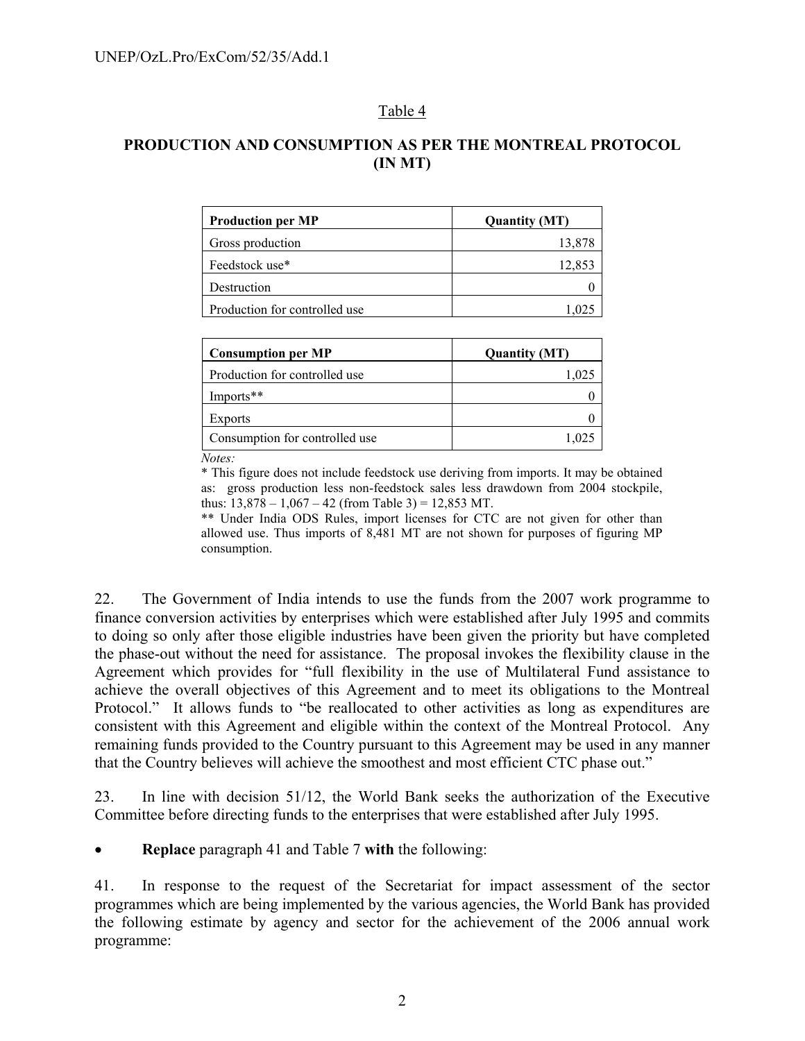Table 4

**PRODUCTION AND CONSUMPTION AS PER THE MONTREAL PROTOCOL (IN MT)**

| Production per MP | Quantity (MT) |
|---|---|
| Gross production | 13,878 |
| Feedstock use* | 12,853 |
| Destruction | 0 |
| Production for controlled use | 1,025 |

| Consumption per MP | Quantity (MT) |
|---|---|
| Production for controlled use | 1,025 |
| Imports** | 0 |
| Exports | 0 |
| Consumption for controlled use | 1,025 |

*Notes:*

* This figure does not include feedstock use deriving from imports. It may be obtained as: gross production less non-feedstock sales less drawdown from 2004 stockpile, thus: 13,878 – 1,067 – 42 (from Table 3) = 12,853 MT.

** Under India ODS Rules, import licenses for CTC are not given for other than allowed use. Thus imports of 8,481 MT are not shown for purposes of figuring MP consumption.

22. The Government of India intends to use the funds from the 2007 work programme to finance conversion activities by enterprises which were established after July 1995 and commits to doing so only after those eligible industries have been given the priority but have completed the phase-out without the need for assistance. The proposal invokes the flexibility clause in the Agreement which provides for "full flexibility in the use of Multilateral Fund assistance to achieve the overall objectives of this Agreement and to meet its obligations to the Montreal Protocol." It allows funds to "be reallocated to other activities as long as expenditures are consistent with this Agreement and eligible within the context of the Montreal Protocol. Any remaining funds provided to the Country pursuant to this Agreement may be used in any manner that the Country believes will achieve the smoothest and most efficient CTC phase out."

23. In line with decision 51/12, the World Bank seeks the authorization of the Executive Committee before directing funds to the enterprises that were established after July 1995.

- **Replace** paragraph 41 and Table 7 **with** the following:

41. In response to the request of the Secretariat for impact assessment of the sector programmes which are being implemented by the various agencies, the World Bank has provided the following estimate by agency and sector for the achievement of the 2006 annual work programme: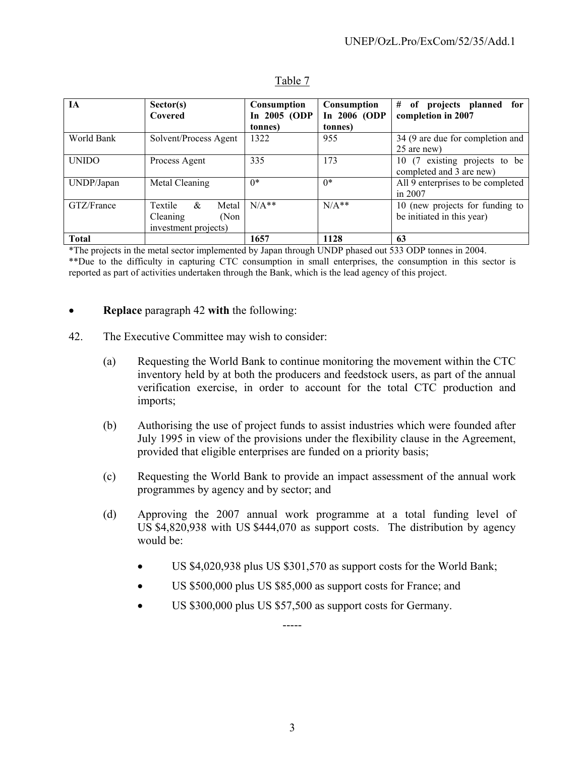Table 7

| IA | Sector(s) Covered | Consumption In 2005 (ODP tonnes) | Consumption In 2006 (ODP tonnes) | # of projects planned for completion in 2007 |
|---|---|---|---|---|
| World Bank | Solvent/Process Agent | 1322 | 955 | 34 (9 are due for completion and 25 are new) |
| UNIDO | Process Agent | 335 | 173 | 10 (7 existing projects to be completed and 3 are new) |
| UNDP/Japan | Metal Cleaning | 0* | 0* | All 9 enterprises to be completed in 2007 |
| GTZ/France | Textile & Metal Cleaning (Non investment projects) | N/A** | N/A** | 10 (new projects for funding to be initiated in this year) |
| **Total** | | **1657** | **1128** | **63** |

*The projects in the metal sector implemented by Japan through UNDP phased out 533 ODP tonnes in 2004.

**Due to the difficulty in capturing CTC consumption in small enterprises, the consumption in this sector is reported as part of activities undertaken through the Bank, which is the lead agency of this project.

- **Replace** paragraph 42 **with** the following:

42. The Executive Committee may wish to consider:

(a) Requesting the World Bank to continue monitoring the movement within the CTC inventory held by at both the producers and feedstock users, as part of the annual verification exercise, in order to account for the total CTC production and imports;

(b) Authorising the use of project funds to assist industries which were founded after July 1995 in view of the provisions under the flexibility clause in the Agreement, provided that eligible enterprises are funded on a priority basis;

(c) Requesting the World Bank to provide an impact assessment of the annual work programmes by agency and by sector; and

(d) Approving the 2007 annual work programme at a total funding level of US $4,820,938 with US $444,070 as support costs. The distribution by agency would be:

- US $4,020,938 plus US $301,570 as support costs for the World Bank;
- US $500,000 plus US $85,000 as support costs for France; and
- US $300,000 plus US $57,500 as support costs for Germany.

-----